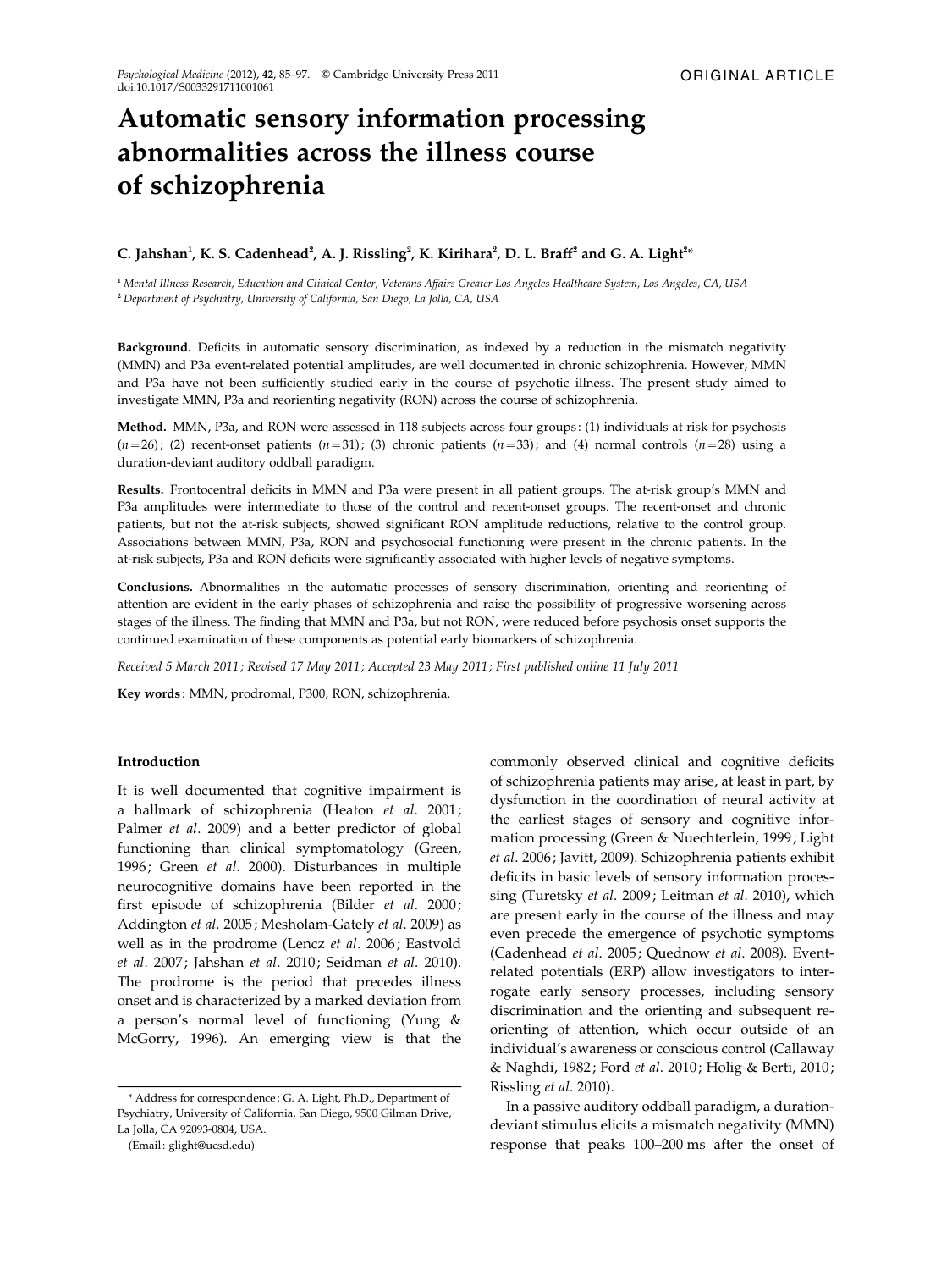ORIGINAL ARTICLE

# Automatic sensory information processing abnormalities across the illness course of schizophrenia

**C. Jahshan[1], K. S. Cadenhead[2], A. J. Rissling[2], K. Kirihara[2], D. L. Braff[2] and G. A. Light[2]***

[1] *Mental Illness Research, Education and Clinical Center, Veterans Affairs Greater Los Angeles Healthcare System, Los Angeles, CA, USA*
[2] *Department of Psychiatry, University of California, San Diego, La Jolla, CA, USA*

**Background.** Deficits in automatic sensory discrimination, as indexed by a reduction in the mismatch negativity (MMN) and P3a event-related potential amplitudes, are well documented in chronic schizophrenia. However, MMN and P3a have not been sufficiently studied early in the course of psychotic illness. The present study aimed to investigate MMN, P3a and reorienting negativity (RON) across the course of schizophrenia.

**Method.** MMN, P3a, and RON were assessed in 118 subjects across four groups: (1) individuals at risk for psychosis ($n=26$); (2) recent-onset patients ($n=31$); (3) chronic patients ($n=33$); and (4) normal controls ($n=28$) using a duration-deviant auditory oddball paradigm.

**Results.** Frontocentral deficits in MMN and P3a were present in all patient groups. The at-risk group's MMN and P3a amplitudes were intermediate to those of the control and recent-onset groups. The recent-onset and chronic patients, but not the at-risk subjects, showed significant RON amplitude reductions, relative to the control group. Associations between MMN, P3a, RON and psychosocial functioning were present in the chronic patients. In the at-risk subjects, P3a and RON deficits were significantly associated with higher levels of negative symptoms.

**Conclusions.** Abnormalities in the automatic processes of sensory discrimination, orienting and reorienting of attention are evident in the early phases of schizophrenia and raise the possibility of progressive worsening across stages of the illness. The finding that MMN and P3a, but not RON, were reduced before psychosis onset supports the continued examination of these components as potential early biomarkers of schizophrenia.

*Received 5 March 2011; Revised 17 May 2011; Accepted 23 May 2011; First published online 11 July 2011*

**Key words**: MMN, prodromal, P300, RON, schizophrenia.

## Introduction

It is well documented that cognitive impairment is a hallmark of schizophrenia (Heaton *et al*. 2001; Palmer *et al*. 2009) and a better predictor of global functioning than clinical symptomatology (Green, 1996; Green *et al*. 2000). Disturbances in multiple neurocognitive domains have been reported in the first episode of schizophrenia (Bilder *et al*. 2000; Addington *et al*. 2005; Mesholam-Gately *et al*. 2009) as well as in the prodrome (Lencz *et al*. 2006; Eastvold *et al*. 2007; Jahshan *et al*. 2010; Seidman *et al*. 2010). The prodrome is the period that precedes illness onset and is characterized by a marked deviation from a person's normal level of functioning (Yung & McGorry, 1996). An emerging view is that the commonly observed clinical and cognitive deficits of schizophrenia patients may arise, at least in part, by dysfunction in the coordination of neural activity at the earliest stages of sensory and cognitive information processing (Green & Nuechterlein, 1999; Light *et al*. 2006; Javitt, 2009). Schizophrenia patients exhibit deficits in basic levels of sensory information processing (Turetsky *et al*. 2009; Leitman *et al*. 2010), which are present early in the course of the illness and may even precede the emergence of psychotic symptoms (Cadenhead *et al*. 2005; Quednow *et al*. 2008). Event-related potentials (ERP) allow investigators to interrogate early sensory processes, including sensory discrimination and the orienting and subsequent reorienting of attention, which occur outside of an individual's awareness or conscious control (Callaway & Naghdi, 1982; Ford *et al*. 2010; Holig & Berti, 2010; Rissling *et al*. 2010).

In a passive auditory oddball paradigm, a duration-deviant stimulus elicits a mismatch negativity (MMN) response that peaks 100–200 ms after the onset of

* Address for correspondence: G. A. Light, Ph.D., Department of Psychiatry, University of California, San Diego, 9500 Gilman Drive, La Jolla, CA 92093-0804, USA.
(Email: glight@ucsd.edu)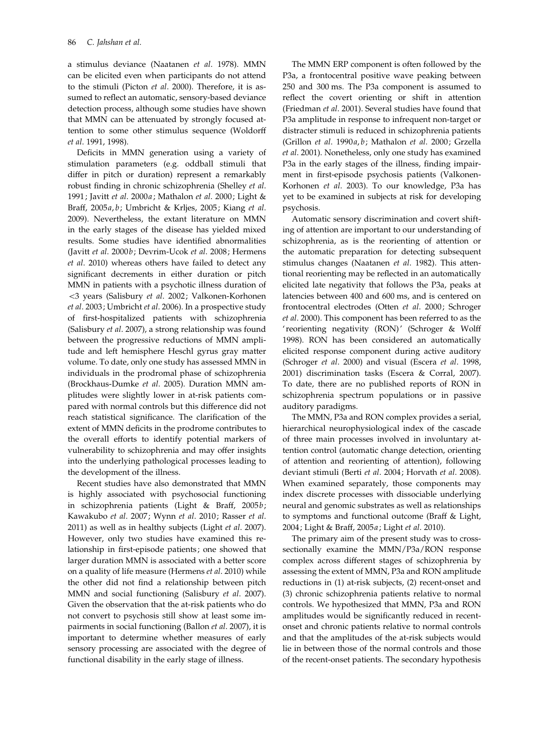a stimulus deviance (Naatanen *et al.* 1978). MMN can be elicited even when participants do not attend to the stimuli (Picton *et al*. 2000). Therefore, it is assumed to reflect an automatic, sensory-based deviance detection process, although some studies have shown that MMN can be attenuated by strongly focused attention to some other stimulus sequence (Woldorff *et al*. 1991, 1998).

Deficits in MMN generation using a variety of stimulation parameters (e.g. oddball stimuli that differ in pitch or duration) represent a remarkably robust finding in chronic schizophrenia (Shelley *et al*. 1991; Javitt *et al*. 2000*a*; Mathalon *et al*. 2000; Light & Braff, 2005*a*, *b*; Umbricht & Krljes, 2005; Kiang *et al*. 2009). Nevertheless, the extant literature on MMN in the early stages of the disease has yielded mixed results. Some studies have identified abnormalities (Javitt *et al*. 2000*b*; Devrim-Ucok *et al*. 2008; Hermens *et al*. 2010) whereas others have failed to detect any significant decrements in either duration or pitch MMN in patients with a psychotic illness duration of <3 years (Salisbury *et al*. 2002; Valkonen-Korhonen *et al*. 2003; Umbricht *et al*. 2006). In a prospective study of first-hospitalized patients with schizophrenia (Salisbury *et al*. 2007), a strong relationship was found between the progressive reductions of MMN amplitude and left hemisphere Heschl gyrus gray matter volume. To date, only one study has assessed MMN in individuals in the prodromal phase of schizophrenia (Brockhaus-Dumke *et al*. 2005). Duration MMN amplitudes were slightly lower in at-risk patients compared with normal controls but this difference did not reach statistical significance. The clarification of the extent of MMN deficits in the prodrome contributes to the overall efforts to identify potential markers of vulnerability to schizophrenia and may offer insights into the underlying pathological processes leading to the development of the illness.

Recent studies have also demonstrated that MMN is highly associated with psychosocial functioning in schizophrenia patients (Light & Braff, 2005*b*; Kawakubo *et al*. 2007; Wynn *et al*. 2010; Rasser *et al*. 2011) as well as in healthy subjects (Light *et al*. 2007). However, only two studies have examined this relationship in first-episode patients; one showed that larger duration MMN is associated with a better score on a quality of life measure (Hermens *et al*. 2010) while the other did not find a relationship between pitch MMN and social functioning (Salisbury *et al*. 2007). Given the observation that the at-risk patients who do not convert to psychosis still show at least some impairments in social functioning (Ballon *et al*. 2007), it is important to determine whether measures of early sensory processing are associated with the degree of functional disability in the early stage of illness.

The MMN ERP component is often followed by the P3a, a frontocentral positive wave peaking between 250 and 300 ms. The P3a component is assumed to reflect the covert orienting or shift in attention (Friedman *et al*. 2001). Several studies have found that P3a amplitude in response to infrequent non-target or distracter stimuli is reduced in schizophrenia patients (Grillon *et al*. 1990*a*, *b*; Mathalon *et al*. 2000; Grzella *et al*. 2001). Nonetheless, only one study has examined P3a in the early stages of the illness, finding impairment in first-episode psychosis patients (Valkonen-Korhonen *et al*. 2003). To our knowledge, P3a has yet to be examined in subjects at risk for developing psychosis.

Automatic sensory discrimination and covert shifting of attention are important to our understanding of schizophrenia, as is the reorienting of attention or the automatic preparation for detecting subsequent stimulus changes (Naatanen *et al*. 1982). This attentional reorienting may be reflected in an automatically elicited late negativity that follows the P3a, peaks at latencies between 400 and 600 ms, and is centered on frontocentral electrodes (Otten *et al*. 2000; Schroger *et al*. 2000). This component has been referred to as the 'reorienting negativity (RON)' (Schroger & Wolff 1998). RON has been considered an automatically elicited response component during active auditory (Schroger *et al*. 2000) and visual (Escera *et al*. 1998, 2001) discrimination tasks (Escera & Corral, 2007). To date, there are no published reports of RON in schizophrenia spectrum populations or in passive auditory paradigms.

The MMN, P3a and RON complex provides a serial, hierarchical neurophysiological index of the cascade of three main processes involved in involuntary attention control (automatic change detection, orienting of attention and reorienting of attention), following deviant stimuli (Berti *et al*. 2004; Horvath *et al*. 2008). When examined separately, those components may index discrete processes with dissociable underlying neural and genomic substrates as well as relationships to symptoms and functional outcome (Braff & Light, 2004; Light & Braff, 2005*a*; Light *et al*. 2010).

The primary aim of the present study was to cross-sectionally examine the MMN/P3a/RON response complex across different stages of schizophrenia by assessing the extent of MMN, P3a and RON amplitude reductions in (1) at-risk subjects, (2) recent-onset and (3) chronic schizophrenia patients relative to normal controls. We hypothesized that MMN, P3a and RON amplitudes would be significantly reduced in recent-onset and chronic patients relative to normal controls and that the amplitudes of the at-risk subjects would lie in between those of the normal controls and those of the recent-onset patients. The secondary hypothesis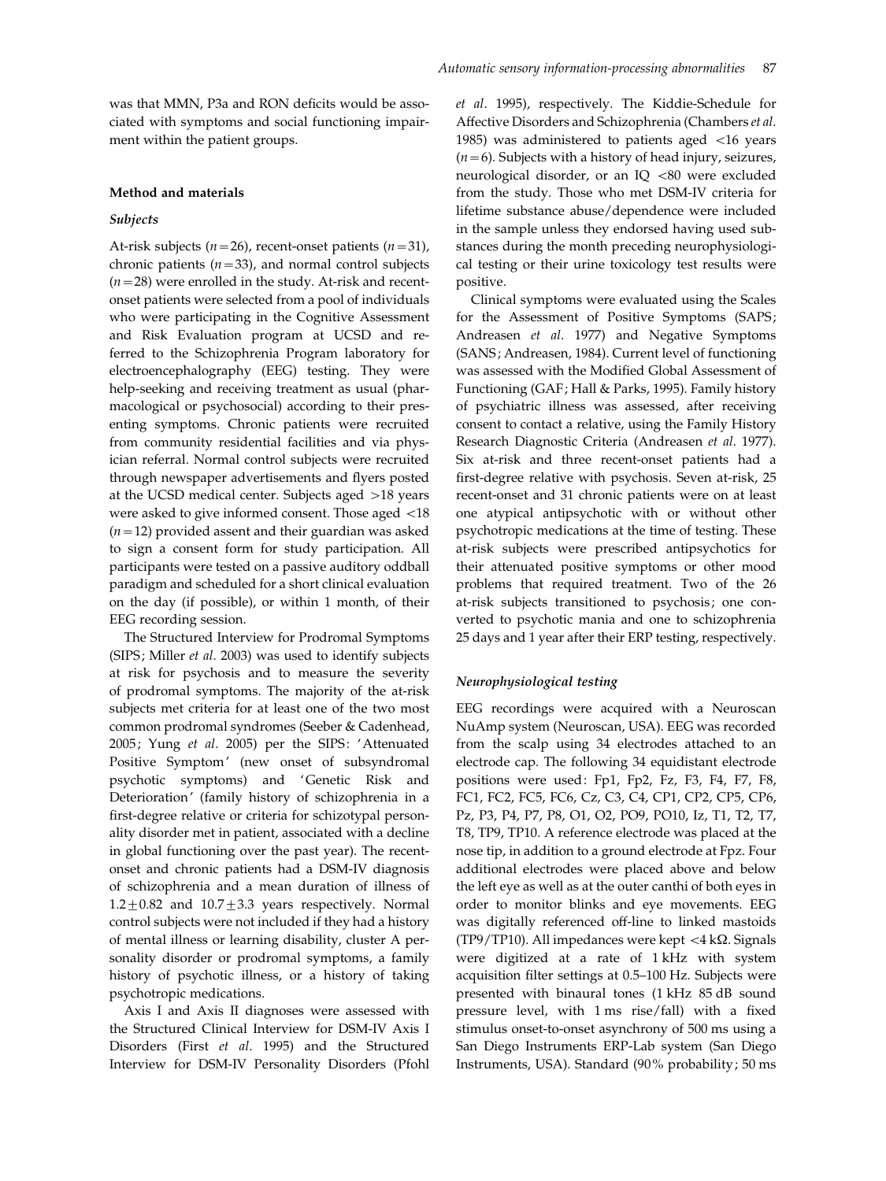was that MMN, P3a and RON deficits would be associated with symptoms and social functioning impairment within the patient groups.

## Method and materials

### *Subjects*

At-risk subjects ($n=26$), recent-onset patients ($n=31$), chronic patients ($n=33$), and normal control subjects ($n=28$) were enrolled in the study. At-risk and recent-onset patients were selected from a pool of individuals who were participating in the Cognitive Assessment and Risk Evaluation program at UCSD and referred to the Schizophrenia Program laboratory for electroencephalography (EEG) testing. They were help-seeking and receiving treatment as usual (pharmacological or psychosocial) according to their presenting symptoms. Chronic patients were recruited from community residential facilities and via physician referral. Normal control subjects were recruited through newspaper advertisements and flyers posted at the UCSD medical center. Subjects aged >18 years were asked to give informed consent. Those aged <18 ($n=12$) provided assent and their guardian was asked to sign a consent form for study participation. All participants were tested on a passive auditory oddball paradigm and scheduled for a short clinical evaluation on the day (if possible), or within 1 month, of their EEG recording session.

The Structured Interview for Prodromal Symptoms (SIPS; Miller *et al*. 2003) was used to identify subjects at risk for psychosis and to measure the severity of prodromal symptoms. The majority of the at-risk subjects met criteria for at least one of the two most common prodromal syndromes (Seeber & Cadenhead, 2005; Yung *et al*. 2005) per the SIPS: 'Attenuated Positive Symptom' (new onset of subsyndromal psychotic symptoms) and 'Genetic Risk and Deterioration' (family history of schizophrenia in a first-degree relative or criteria for schizotypal personality disorder met in patient, associated with a decline in global functioning over the past year). The recent-onset and chronic patients had a DSM-IV diagnosis of schizophrenia and a mean duration of illness of $1.2 \pm 0.82$ and $10.7 \pm 3.3$ years respectively. Normal control subjects were not included if they had a history of mental illness or learning disability, cluster A personality disorder or prodromal symptoms, a family history of psychotic illness, or a history of taking psychotropic medications.

Axis I and Axis II diagnoses were assessed with the Structured Clinical Interview for DSM-IV Axis I Disorders (First *et al*. 1995) and the Structured Interview for DSM-IV Personality Disorders (Pfohl *et al*. 1995), respectively. The Kiddie-Schedule for Affective Disorders and Schizophrenia (Chambers *et al*. 1985) was administered to patients aged <16 years ($n=6$). Subjects with a history of head injury, seizures, neurological disorder, or an IQ <80 were excluded from the study. Those who met DSM-IV criteria for lifetime substance abuse/dependence were included in the sample unless they endorsed having used substances during the month preceding neurophysiological testing or their urine toxicology test results were positive.

Clinical symptoms were evaluated using the Scales for the Assessment of Positive Symptoms (SAPS; Andreasen *et al*. 1977) and Negative Symptoms (SANS; Andreasen, 1984). Current level of functioning was assessed with the Modified Global Assessment of Functioning (GAF; Hall & Parks, 1995). Family history of psychiatric illness was assessed, after receiving consent to contact a relative, using the Family History Research Diagnostic Criteria (Andreasen *et al*. 1977). Six at-risk and three recent-onset patients had a first-degree relative with psychosis. Seven at-risk, 25 recent-onset and 31 chronic patients were on at least one atypical antipsychotic with or without other psychotropic medications at the time of testing. These at-risk subjects were prescribed antipsychotics for their attenuated positive symptoms or other mood problems that required treatment. Two of the 26 at-risk subjects transitioned to psychosis; one converted to psychotic mania and one to schizophrenia 25 days and 1 year after their ERP testing, respectively.

### *Neurophysiological testing*

EEG recordings were acquired with a Neuroscan NuAmp system (Neuroscan, USA). EEG was recorded from the scalp using 34 electrodes attached to an electrode cap. The following 34 equidistant electrode positions were used: Fp1, Fp2, Fz, F3, F4, F7, F8, FC1, FC2, FC5, FC6, Cz, C3, C4, CP1, CP2, CP5, CP6, Pz, P3, P4, P7, P8, O1, O2, PO9, PO10, Iz, T1, T2, T7, T8, TP9, TP10. A reference electrode was placed at the nose tip, in addition to a ground electrode at Fpz. Four additional electrodes were placed above and below the left eye as well as at the outer canthi of both eyes in order to monitor blinks and eye movements. EEG was digitally referenced off-line to linked mastoids (TP9/TP10). All impedances were kept <4 kΩ. Signals were digitized at a rate of 1 kHz with system acquisition filter settings at 0.5–100 Hz. Subjects were presented with binaural tones (1 kHz 85 dB sound pressure level, with 1 ms rise/fall) with a fixed stimulus onset-to-onset asynchrony of 500 ms using a San Diego Instruments ERP-Lab system (San Diego Instruments, USA). Standard (90% probability; 50 ms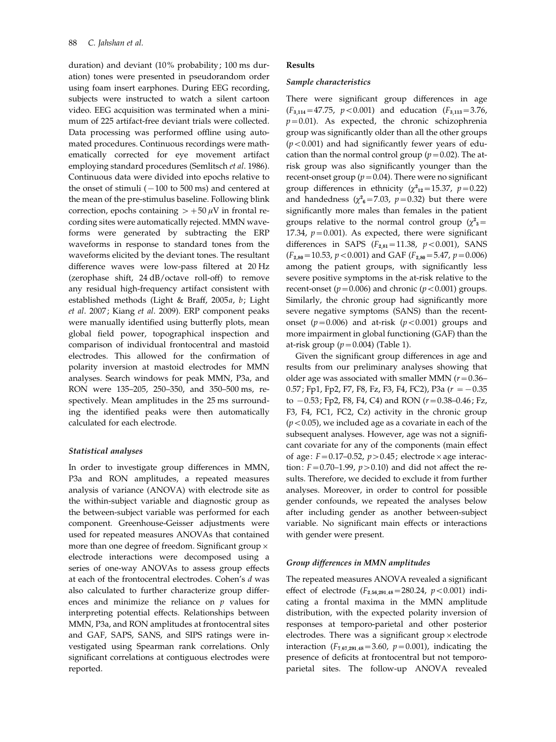duration) and deviant (10% probability; 100 ms duration) tones were presented in pseudorandom order using foam insert earphones. During EEG recording, subjects were instructed to watch a silent cartoon video. EEG acquisition was terminated when a minimum of 225 artifact-free deviant trials were collected. Data processing was performed offline using automated procedures. Continuous recordings were mathematically corrected for eye movement artifact employing standard procedures (Semlitsch *et al*. 1986). Continuous data were divided into epochs relative to the onset of stimuli (−100 to 500 ms) and centered at the mean of the pre-stimulus baseline. Following blink correction, epochs containing $>+50\,\mu$V in frontal recording sites were automatically rejected. MMN waveforms were generated by subtracting the ERP waveforms in response to standard tones from the waveforms elicited by the deviant tones. The resultant difference waves were low-pass filtered at 20 Hz (zerophase shift, 24 dB/octave roll-off) to remove any residual high-frequency artifact consistent with established methods (Light & Braff, 2005*a*, *b*; Light *et al*. 2007; Kiang *et al*. 2009). ERP component peaks were manually identified using butterfly plots, mean global field power, topographical inspection and comparison of individual frontocentral and mastoid electrodes. This allowed for the confirmation of polarity inversion at mastoid electrodes for MMN analyses. Search windows for peak MMN, P3a, and RON were 135–205, 250–350, and 350–500 ms, respectively. Mean amplitudes in the 25 ms surrounding the identified peaks were then automatically calculated for each electrode.

### *Statistical analyses*

In order to investigate group differences in MMN, P3a and RON amplitudes, a repeated measures analysis of variance (ANOVA) with electrode site as the within-subject variable and diagnostic group as the between-subject variable was performed for each component. Greenhouse-Geisser adjustments were used for repeated measures ANOVAs that contained more than one degree of freedom. Significant group × electrode interactions were decomposed using a series of one-way ANOVAs to assess group effects at each of the frontocentral electrodes. Cohen's *d* was also calculated to further characterize group differences and minimize the reliance on *p* values for interpreting potential effects. Relationships between MMN, P3a, and RON amplitudes at frontocentral sites and GAF, SAPS, SANS, and SIPS ratings were investigated using Spearman rank correlations. Only significant correlations at contiguous electrodes were reported.

## Results

### *Sample characteristics*

There were significant group differences in age ($F_{3,114}=47.75$, $p<0.001$) and education ($F_{3,113}=3.76$, $p=0.01$). As expected, the chronic schizophrenia group was significantly older than all the other groups ($p<0.001$) and had significantly fewer years of education than the normal control group ($p=0.02$). The at-risk group was also significantly younger than the recent-onset group ($p=0.04$). There were no significant group differences in ethnicity ($\chi^2_{12}=15.37$, $p=0.22$) and handedness ($\chi^2_{6}=7.03$, $p=0.32$) but there were significantly more males than females in the patient groups relative to the normal control group ($\chi^2_{3}=17.34$, $p=0.001$). As expected, there were significant differences in SAPS ($F_{2,81}=11.38$, $p<0.001$), SANS ($F_{2,80}=10.53$, $p<0.001$) and GAF ($F_{2,80}=5.47$, $p=0.006$) among the patient groups, with significantly less severe positive symptoms in the at-risk relative to the recent-onset ($p=0.006$) and chronic ($p<0.001$) groups. Similarly, the chronic group had significantly more severe negative symptoms (SANS) than the recent-onset ($p=0.006$) and at-risk ($p<0.001$) groups and more impairment in global functioning (GAF) than the at-risk group ($p=0.004$) (Table 1).

Given the significant group differences in age and results from our preliminary analyses showing that older age was associated with smaller MMN ($r=0.36$–$0.57$; Fp1, Fp2, F7, F8, Fz, F3, F4, FC2), P3a ($r=-0.35$ to $-0.53$; Fp2, F8, F4, C4) and RON ($r=0.38$–$0.46$; Fz, F3, F4, FC1, FC2, Cz) activity in the chronic group ($p<0.05$), we included age as a covariate in each of the subsequent analyses. However, age was not a significant covariate for any of the components (main effect of age: $F=0.17$–$0.52$, $p>0.45$; electrode × age interaction: $F=0.70$–$1.99$, $p>0.10$) and did not affect the results. Therefore, we decided to exclude it from further analyses. Moreover, in order to control for possible gender confounds, we repeated the analyses below after including gender as another between-subject variable. No significant main effects or interactions with gender were present.

### *Group differences in MMN amplitudes*

The repeated measures ANOVA revealed a significant effect of electrode ($F_{2.56,291.48}=280.24$, $p<0.001$) indicating a frontal maxima in the MMN amplitude distribution, with the expected polarity inversion of responses at temporo-parietal and other posterior electrodes. There was a significant group × electrode interaction ($F_{7.67,291.48}=3.60$, $p=0.001$), indicating the presence of deficits at frontocentral but not temporo-parietal sites. The follow-up ANOVA revealed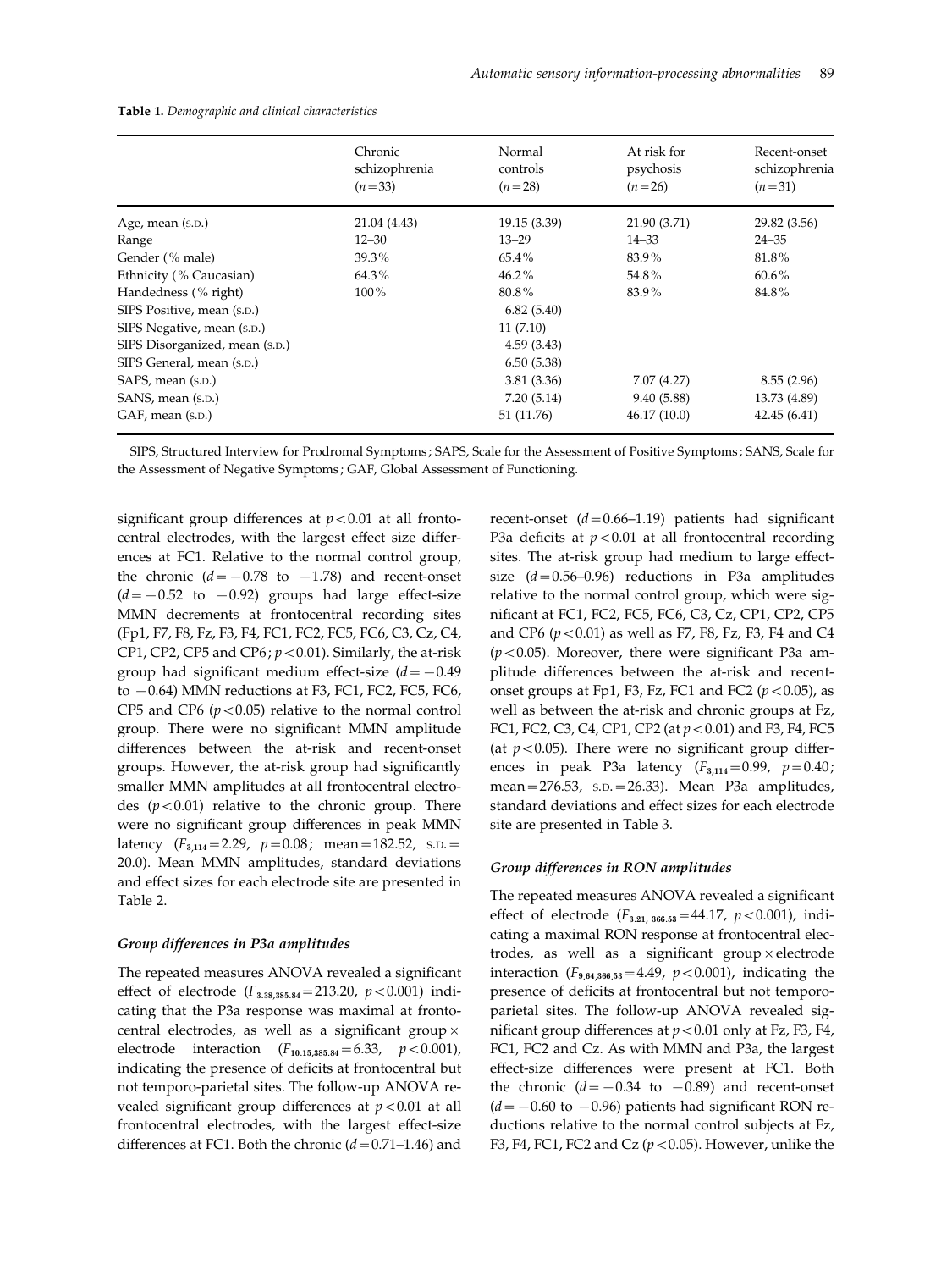**Table 1.** *Demographic and clinical characteristics*

| | Chronic schizophrenia ($n=33$) | Normal controls ($n=28$) | At risk for psychosis ($n=26$) | Recent-onset schizophrenia ($n=31$) |
|---|---|---|---|---|
| Age, mean (S.D.) | 21.04 (4.43) | 19.15 (3.39) | 21.90 (3.71) | 29.82 (3.56) |
| Range | 12–30 | 13–29 | 14–33 | 24–35 |
| Gender (% male) | 39.3% | 65.4% | 83.9% | 81.8% |
| Ethnicity (% Caucasian) | 64.3% | 46.2% | 54.8% | 60.6% |
| Handedness (% right) | 100% | 80.8% | 83.9% | 84.8% |
| SIPS Positive, mean (S.D.) | | 6.82 (5.40) | | |
| SIPS Negative, mean (S.D.) | | 11 (7.10) | | |
| SIPS Disorganized, mean (S.D.) | | 4.59 (3.43) | | |
| SIPS General, mean (S.D.) | | 6.50 (5.38) | | |
| SAPS, mean (S.D.) | | 3.81 (3.36) | 7.07 (4.27) | 8.55 (2.96) |
| SANS, mean (S.D.) | | 7.20 (5.14) | 9.40 (5.88) | 13.73 (4.89) |
| GAF, mean (S.D.) | | 51 (11.76) | 46.17 (10.0) | 42.45 (6.41) |

SIPS, Structured Interview for Prodromal Symptoms; SAPS, Scale for the Assessment of Positive Symptoms; SANS, Scale for the Assessment of Negative Symptoms; GAF, Global Assessment of Functioning.

significant group differences at $p<0.01$ at all frontocentral electrodes, with the largest effect size differences at FC1. Relative to the normal control group, the chronic ($d=-0.78$ to $-1.78$) and recent-onset ($d=-0.52$ to $-0.92$) groups had large effect-size MMN decrements at frontocentral recording sites (Fp1, F7, F8, Fz, F3, F4, FC1, FC2, FC5, FC6, C3, Cz, C4, CP1, CP2, CP5 and CP6; $p<0.01$). Similarly, the at-risk group had significant medium effect-size ($d=-0.49$ to $-0.64$) MMN reductions at F3, FC1, FC2, FC5, FC6, CP5 and CP6 ($p<0.05$) relative to the normal control group. There were no significant MMN amplitude differences between the at-risk and recent-onset groups. However, the at-risk group had significantly smaller MMN amplitudes at all frontocentral electrodes ($p<0.01$) relative to the chronic group. There were no significant group differences in peak MMN latency ($F_{3,114}=2.29$, $p=0.08$; mean$=182.52$, S.D.$=20.0$). Mean MMN amplitudes, standard deviations and effect sizes for each electrode site are presented in Table 2.

### *Group differences in P3a amplitudes*

The repeated measures ANOVA revealed a significant effect of electrode ($F_{3.38,385.84}=213.20$, $p<0.001$) indicating that the P3a response was maximal at frontocentral electrodes, as well as a significant group × electrode interaction ($F_{10.15,385.84}=6.33$, $p<0.001$), indicating the presence of deficits at frontocentral but not temporo-parietal sites. The follow-up ANOVA revealed significant group differences at $p<0.01$ at all frontocentral electrodes, with the largest effect-size differences at FC1. Both the chronic ($d=0.71$–$1.46$) and recent-onset ($d=0.66$–$1.19$) patients had significant P3a deficits at $p<0.01$ at all frontocentral recording sites. The at-risk group had medium to large effect-size ($d=0.56$–$0.96$) reductions in P3a amplitudes relative to the normal control group, which were significant at FC1, FC2, FC5, FC6, C3, Cz, CP1, CP2, CP5 and CP6 ($p<0.01$) as well as F7, F8, Fz, F3, F4 and C4 ($p<0.05$). Moreover, there were significant P3a amplitude differences between the at-risk and recent-onset groups at Fp1, F3, Fz, FC1 and FC2 ($p<0.05$), as well as between the at-risk and chronic groups at Fz, FC1, FC2, C3, C4, CP1, CP2 (at $p<0.01$) and F3, F4, FC5 (at $p<0.05$). There were no significant group differences in peak P3a latency ($F_{3,114}=0.99$, $p=0.40$; mean$=276.53$, S.D.$=26.33$). Mean P3a amplitudes, standard deviations and effect sizes for each electrode site are presented in Table 3.

### *Group differences in RON amplitudes*

The repeated measures ANOVA revealed a significant effect of electrode ($F_{3.21,366.53}=44.17$, $p<0.001$), indicating a maximal RON response at frontocentral electrodes, as well as a significant group × electrode interaction ($F_{9.64,366.53}=4.49$, $p<0.001$), indicating the presence of deficits at frontocentral but not temporoparietal sites. The follow-up ANOVA revealed significant group differences at $p<0.01$ only at Fz, F3, F4, FC1, FC2 and Cz. As with MMN and P3a, the largest effect-size differences were present at FC1. Both the chronic ($d=-0.34$ to $-0.89$) and recent-onset ($d=-0.60$ to $-0.96$) patients had significant RON reductions relative to the normal control subjects at Fz, F3, F4, FC1, FC2 and Cz ($p<0.05$). However, unlike the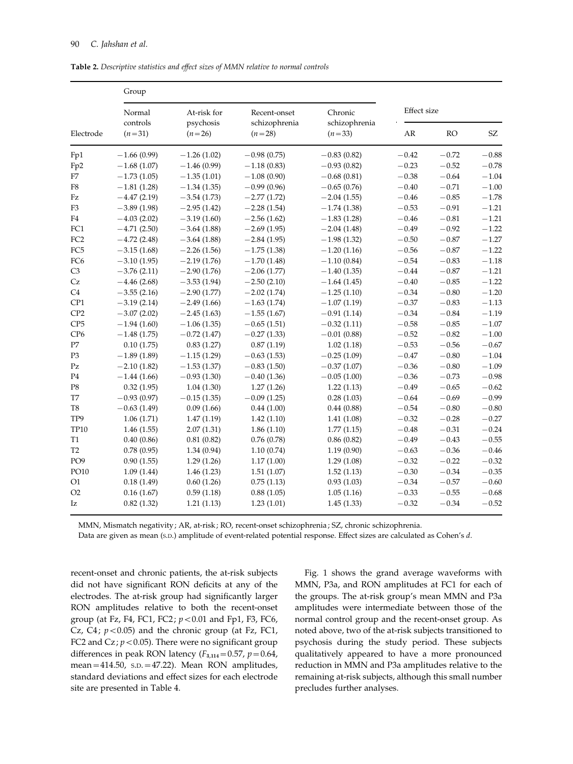**Table 2.** *Descriptive statistics and effect sizes of MMN relative to normal controls*

| | Group | | | | | | |
|---|---|---|---|---|---|---|---|
| Electrode | Normal controls ($n=31$) | At-risk for psychosis ($n=26$) | Recent-onset schizophrenia ($n=28$) | Chronic schizophrenia ($n=33$) | Effect size AR | RO | SZ |
| Fp1 | −1.66 (0.99) | −1.26 (1.02) | −0.98 (0.75) | −0.83 (0.82) | −0.42 | −0.72 | −0.88 |
| Fp2 | −1.68 (1.07) | −1.46 (0.99) | −1.18 (0.83) | −0.93 (0.82) | −0.23 | −0.52 | −0.78 |
| F7 | −1.73 (1.05) | −1.35 (1.01) | −1.08 (0.90) | −0.68 (0.81) | −0.38 | −0.64 | −1.04 |
| F8 | −1.81 (1.28) | −1.34 (1.35) | −0.99 (0.96) | −0.65 (0.76) | −0.40 | −0.71 | −1.00 |
| Fz | −4.47 (2.19) | −3.54 (1.73) | −2.77 (1.72) | −2.04 (1.55) | −0.46 | −0.85 | −1.78 |
| F3 | −3.89 (1.98) | −2.95 (1.42) | −2.28 (1.54) | −1.74 (1.38) | −0.53 | −0.91 | −1.21 |
| F4 | −4.03 (2.02) | −3.19 (1.60) | −2.56 (1.62) | −1.83 (1.28) | −0.46 | −0.81 | −1.21 |
| FC1 | −4.71 (2.50) | −3.64 (1.88) | −2.69 (1.95) | −2.04 (1.48) | −0.49 | −0.92 | −1.22 |
| FC2 | −4.72 (2.48) | −3.64 (1.88) | −2.84 (1.95) | −1.98 (1.32) | −0.50 | −0.87 | −1.27 |
| FC5 | −3.15 (1.68) | −2.26 (1.56) | −1.75 (1.38) | −1.20 (1.16) | −0.56 | −0.87 | −1.22 |
| FC6 | −3.10 (1.95) | −2.19 (1.76) | −1.70 (1.48) | −1.10 (0.84) | −0.54 | −0.83 | −1.18 |
| C3 | −3.76 (2.11) | −2.90 (1.76) | −2.06 (1.77) | −1.40 (1.35) | −0.44 | −0.87 | −1.21 |
| Cz | −4.46 (2.68) | −3.53 (1.94) | −2.50 (2.10) | −1.64 (1.45) | −0.40 | −0.85 | −1.22 |
| C4 | −3.55 (2.16) | −2.90 (1.77) | −2.02 (1.74) | −1.25 (1.10) | −0.34 | −0.80 | −1.20 |
| CP1 | −3.19 (2.14) | −2.49 (1.66) | −1.63 (1.74) | −1.07 (1.19) | −0.37 | −0.83 | −1.13 |
| CP2 | −3.07 (2.02) | −2.45 (1.63) | −1.55 (1.67) | −0.91 (1.14) | −0.34 | −0.84 | −1.19 |
| CP5 | −1.94 (1.60) | −1.06 (1.35) | −0.65 (1.51) | −0.32 (1.11) | −0.58 | −0.85 | −1.07 |
| CP6 | −1.48 (1.75) | −0.72 (1.47) | −0.27 (1.33) | −0.01 (0.88) | −0.52 | −0.82 | −1.00 |
| P7 | 0.10 (1.75) | 0.83 (1.27) | 0.87 (1.19) | 1.02 (1.18) | −0.53 | −0.56 | −0.67 |
| P3 | −1.89 (1.89) | −1.15 (1.29) | −0.63 (1.53) | −0.25 (1.09) | −0.47 | −0.80 | −1.04 |
| Pz | −2.10 (1.82) | −1.53 (1.37) | −0.83 (1.50) | −0.37 (1.07) | −0.36 | −0.80 | −1.09 |
| P4 | −1.44 (1.66) | −0.93 (1.30) | −0.40 (1.36) | −0.05 (1.00) | −0.36 | −0.73 | −0.98 |
| P8 | 0.32 (1.95) | 1.04 (1.30) | 1.27 (1.26) | 1.22 (1.13) | −0.49 | −0.65 | −0.62 |
| T7 | −0.93 (0.97) | −0.15 (1.35) | −0.09 (1.25) | 0.28 (1.03) | −0.64 | −0.69 | −0.99 |
| T8 | −0.63 (1.49) | 0.09 (1.66) | 0.44 (1.00) | 0.44 (0.88) | −0.54 | −0.80 | −0.80 |
| TP9 | 1.06 (1.71) | 1.47 (1.19) | 1.42 (1.10) | 1.41 (1.08) | −0.32 | −0.28 | −0.27 |
| TP10 | 1.46 (1.55) | 2.07 (1.31) | 1.86 (1.10) | 1.77 (1.15) | −0.48 | −0.31 | −0.24 |
| T1 | 0.40 (0.86) | 0.81 (0.82) | 0.76 (0.78) | 0.86 (0.82) | −0.49 | −0.43 | −0.55 |
| T2 | 0.78 (0.95) | 1.34 (0.94) | 1.10 (0.74) | 1.19 (0.90) | −0.63 | −0.36 | −0.46 |
| PO9 | 0.90 (1.55) | 1.29 (1.26) | 1.17 (1.00) | 1.29 (1.08) | −0.32 | −0.22 | −0.32 |
| PO10 | 1.09 (1.44) | 1.46 (1.23) | 1.51 (1.07) | 1.52 (1.13) | −0.30 | −0.34 | −0.35 |
| O1 | 0.18 (1.49) | 0.60 (1.26) | 0.75 (1.13) | 0.93 (1.03) | −0.34 | −0.57 | −0.60 |
| O2 | 0.16 (1.67) | 0.59 (1.18) | 0.88 (1.05) | 1.05 (1.16) | −0.33 | −0.55 | −0.68 |
| Iz | 0.82 (1.32) | 1.21 (1.13) | 1.23 (1.01) | 1.45 (1.33) | −0.32 | −0.34 | −0.52 |

MMN, Mismatch negativity; AR, at-risk; RO, recent-onset schizophrenia; SZ, chronic schizophrenia.
Data are given as mean (s.d.) amplitude of event-related potential response. Effect sizes are calculated as Cohen's *d*.

recent-onset and chronic patients, the at-risk subjects did not have significant RON deficits at any of the electrodes. The at-risk group had significantly larger RON amplitudes relative to both the recent-onset group (at Fz, F4, FC1, FC2; $p<0.01$ and Fp1, F3, FC6, Cz, C4; $p<0.05$) and the chronic group (at Fz, FC1, FC2 and Cz; $p<0.05$). There were no significant group differences in peak RON latency ($F_{3,114}=0.57$, $p=0.64$, mean=414.50, s.d.=47.22). Mean RON amplitudes, standard deviations and effect sizes for each electrode site are presented in Table 4.

Fig. 1 shows the grand average waveforms with MMN, P3a, and RON amplitudes at FC1 for each of the groups. The at-risk group's mean MMN and P3a amplitudes were intermediate between those of the normal control group and the recent-onset group. As noted above, two of the at-risk subjects transitioned to psychosis during the study period. These subjects qualitatively appeared to have a more pronounced reduction in MMN and P3a amplitudes relative to the remaining at-risk subjects, although this small number precludes further analyses.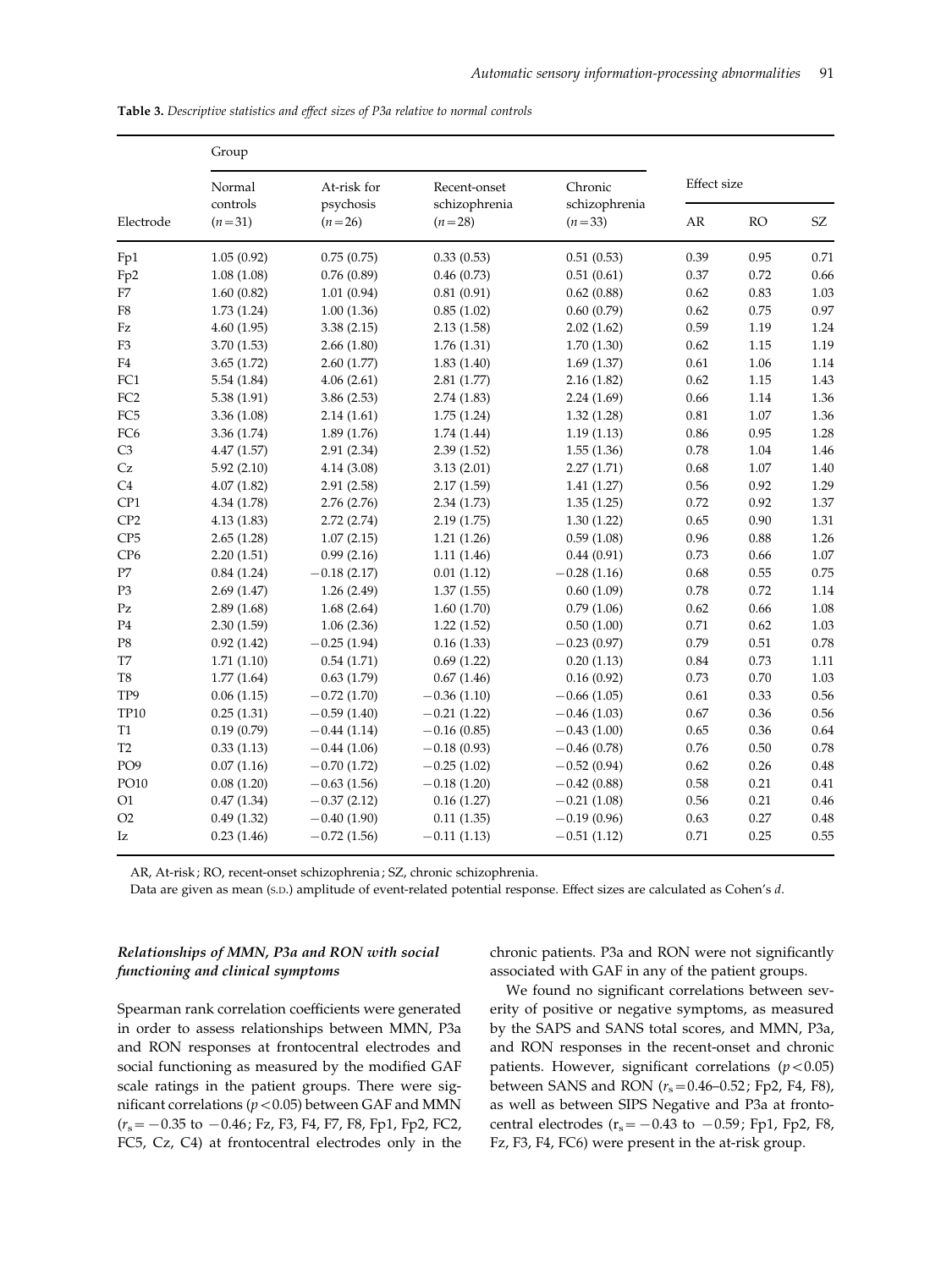**Table 3.** *Descriptive statistics and effect sizes of P3a relative to normal controls*

| | Group | | | | | | |
|---|---|---|---|---|---|---|---|
| | Normal controls | At-risk for psychosis | Recent-onset schizophrenia | Chronic schizophrenia | Effect size | | |
| Electrode | ($n=31$) | ($n=26$) | ($n=28$) | ($n=33$) | AR | RO | SZ |
| Fp1 | 1.05 (0.92) | 0.75 (0.75) | 0.33 (0.53) | 0.51 (0.53) | 0.39 | 0.95 | 0.71 |
| Fp2 | 1.08 (1.08) | 0.76 (0.89) | 0.46 (0.73) | 0.51 (0.61) | 0.37 | 0.72 | 0.66 |
| F7 | 1.60 (0.82) | 1.01 (0.94) | 0.81 (0.91) | 0.62 (0.88) | 0.62 | 0.83 | 1.03 |
| F8 | 1.73 (1.24) | 1.00 (1.36) | 0.85 (1.02) | 0.60 (0.79) | 0.62 | 0.75 | 0.97 |
| Fz | 4.60 (1.95) | 3.38 (2.15) | 2.13 (1.58) | 2.02 (1.62) | 0.59 | 1.19 | 1.24 |
| F3 | 3.70 (1.53) | 2.66 (1.80) | 1.76 (1.31) | 1.70 (1.30) | 0.62 | 1.15 | 1.19 |
| F4 | 3.65 (1.72) | 2.60 (1.77) | 1.83 (1.40) | 1.69 (1.37) | 0.61 | 1.06 | 1.14 |
| FC1 | 5.54 (1.84) | 4.06 (2.61) | 2.81 (1.77) | 2.16 (1.82) | 0.62 | 1.15 | 1.43 |
| FC2 | 5.38 (1.91) | 3.86 (2.53) | 2.74 (1.83) | 2.24 (1.69) | 0.66 | 1.14 | 1.36 |
| FC5 | 3.36 (1.08) | 2.14 (1.61) | 1.75 (1.24) | 1.32 (1.28) | 0.81 | 1.07 | 1.36 |
| FC6 | 3.36 (1.74) | 1.89 (1.76) | 1.74 (1.44) | 1.19 (1.13) | 0.86 | 0.95 | 1.28 |
| C3 | 4.47 (1.57) | 2.91 (2.34) | 2.39 (1.52) | 1.55 (1.36) | 0.78 | 1.04 | 1.46 |
| Cz | 5.92 (2.10) | 4.14 (3.08) | 3.13 (2.01) | 2.27 (1.71) | 0.68 | 1.07 | 1.40 |
| C4 | 4.07 (1.82) | 2.91 (2.58) | 2.17 (1.59) | 1.41 (1.27) | 0.56 | 0.92 | 1.29 |
| CP1 | 4.34 (1.78) | 2.76 (2.76) | 2.34 (1.73) | 1.35 (1.25) | 0.72 | 0.92 | 1.37 |
| CP2 | 4.13 (1.83) | 2.72 (2.74) | 2.19 (1.75) | 1.30 (1.22) | 0.65 | 0.90 | 1.31 |
| CP5 | 2.65 (1.28) | 1.07 (2.15) | 1.21 (1.26) | 0.59 (1.08) | 0.96 | 0.88 | 1.26 |
| CP6 | 2.20 (1.51) | 0.99 (2.16) | 1.11 (1.46) | 0.44 (0.91) | 0.73 | 0.66 | 1.07 |
| P7 | 0.84 (1.24) | −0.18 (2.17) | 0.01 (1.12) | −0.28 (1.16) | 0.68 | 0.55 | 0.75 |
| P3 | 2.69 (1.47) | 1.26 (2.49) | 1.37 (1.55) | 0.60 (1.09) | 0.78 | 0.72 | 1.14 |
| Pz | 2.89 (1.68) | 1.68 (2.64) | 1.60 (1.70) | 0.79 (1.06) | 0.62 | 0.66 | 1.08 |
| P4 | 2.30 (1.59) | 1.06 (2.36) | 1.22 (1.52) | 0.50 (1.00) | 0.71 | 0.62 | 1.03 |
| P8 | 0.92 (1.42) | −0.25 (1.94) | 0.16 (1.33) | −0.23 (0.97) | 0.79 | 0.51 | 0.78 |
| T7 | 1.71 (1.10) | 0.54 (1.71) | 0.69 (1.22) | 0.20 (1.13) | 0.84 | 0.73 | 1.11 |
| T8 | 1.77 (1.64) | 0.63 (1.79) | 0.67 (1.46) | 0.16 (0.92) | 0.73 | 0.70 | 1.03 |
| TP9 | 0.06 (1.15) | −0.72 (1.70) | −0.36 (1.10) | −0.66 (1.05) | 0.61 | 0.33 | 0.56 |
| TP10 | 0.25 (1.31) | −0.59 (1.40) | −0.21 (1.22) | −0.46 (1.03) | 0.67 | 0.36 | 0.56 |
| T1 | 0.19 (0.79) | −0.44 (1.14) | −0.16 (0.85) | −0.43 (1.00) | 0.65 | 0.36 | 0.64 |
| T2 | 0.33 (1.13) | −0.44 (1.06) | −0.18 (0.93) | −0.46 (0.78) | 0.76 | 0.50 | 0.78 |
| PO9 | 0.07 (1.16) | −0.70 (1.72) | −0.25 (1.02) | −0.52 (0.94) | 0.62 | 0.26 | 0.48 |
| PO10 | 0.08 (1.20) | −0.63 (1.56) | −0.18 (1.20) | −0.42 (0.88) | 0.58 | 0.21 | 0.41 |
| O1 | 0.47 (1.34) | −0.37 (2.12) | 0.16 (1.27) | −0.21 (1.08) | 0.56 | 0.21 | 0.46 |
| O2 | 0.49 (1.32) | −0.40 (1.90) | 0.11 (1.35) | −0.19 (0.96) | 0.63 | 0.27 | 0.48 |
| Iz | 0.23 (1.46) | −0.72 (1.56) | −0.11 (1.13) | −0.51 (1.12) | 0.71 | 0.25 | 0.55 |

AR, At-risk; RO, recent-onset schizophrenia; SZ, chronic schizophrenia.

Data are given as mean (S.D.) amplitude of event-related potential response. Effect sizes are calculated as Cohen's *d*.

### *Relationships of MMN, P3a and RON with social functioning and clinical symptoms*

Spearman rank correlation coefficients were generated in order to assess relationships between MMN, P3a and RON responses at frontocentral electrodes and social functioning as measured by the modified GAF scale ratings in the patient groups. There were significant correlations ($p<0.05$) between GAF and MMN ($r_s=-0.35$ to $-0.46$; Fz, F3, F4, F7, F8, Fp1, Fp2, FC2, FC5, Cz, C4) at frontocentral electrodes only in the chronic patients. P3a and RON were not significantly associated with GAF in any of the patient groups.

We found no significant correlations between severity of positive or negative symptoms, as measured by the SAPS and SANS total scores, and MMN, P3a, and RON responses in the recent-onset and chronic patients. However, significant correlations ($p<0.05$) between SANS and RON ($r_s=0.46$–$0.52$; Fp2, F4, F8), as well as between SIPS Negative and P3a at frontocentral electrodes ($r_s=-0.43$ to $-0.59$; Fp1, Fp2, F8, Fz, F3, F4, FC6) were present in the at-risk group.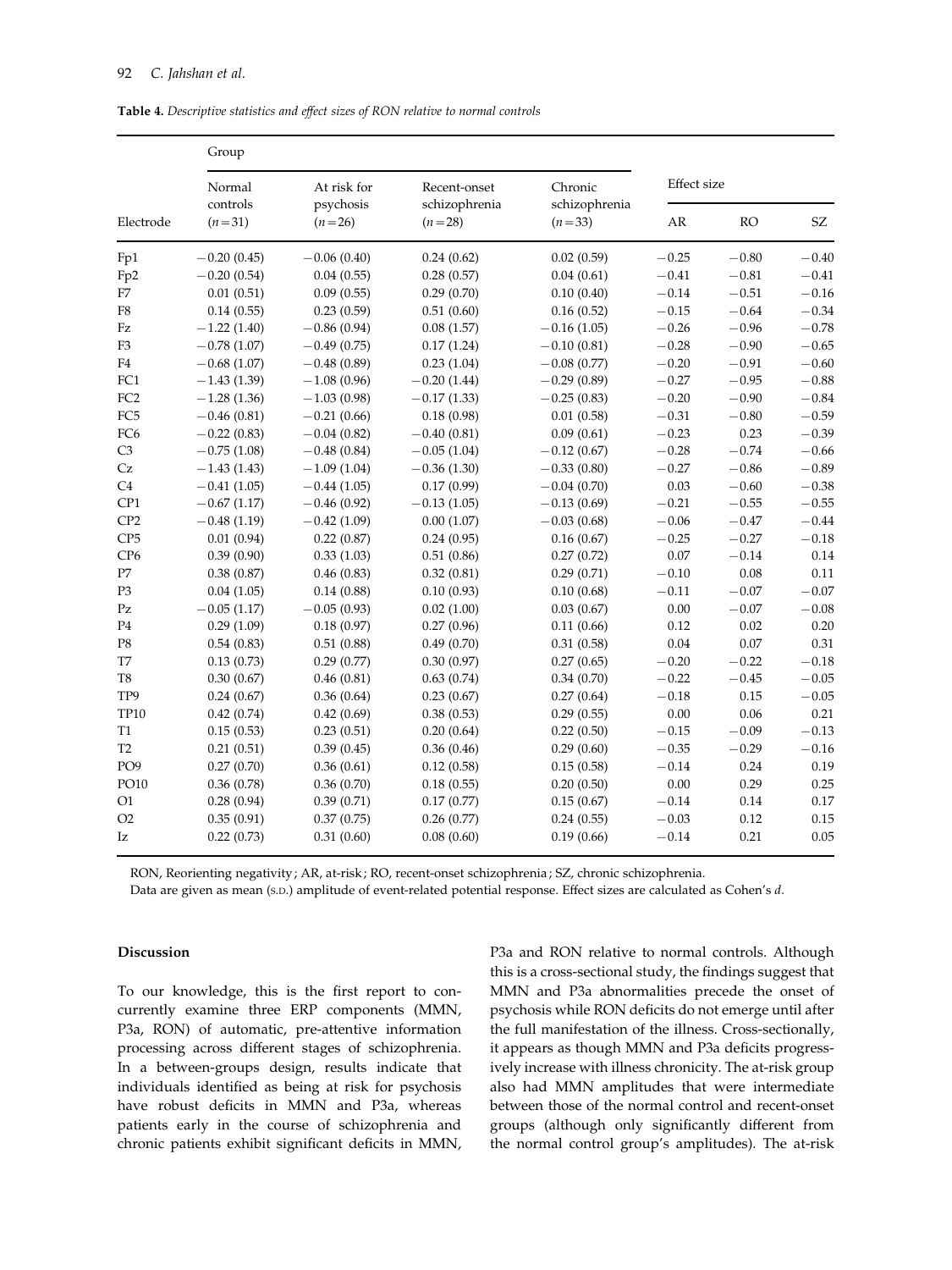**Table 4.** *Descriptive statistics and effect sizes of RON relative to normal controls*

| | Group | | | | Effect size | | |
|---|---|---|---|---|---|---|---|
| Electrode | Normal controls (*n*=31) | At risk for psychosis (*n*=26) | Recent-onset schizophrenia (*n*=28) | Chronic schizophrenia (*n*=33) | AR | RO | SZ |
| Fp1 | −0.20 (0.45) | −0.06 (0.40) | 0.24 (0.62) | 0.02 (0.59) | −0.25 | −0.80 | −0.40 |
| Fp2 | −0.20 (0.54) | 0.04 (0.55) | 0.28 (0.57) | 0.04 (0.61) | −0.41 | −0.81 | −0.41 |
| F7 | 0.01 (0.51) | 0.09 (0.55) | 0.29 (0.70) | 0.10 (0.40) | −0.14 | −0.51 | −0.16 |
| F8 | 0.14 (0.55) | 0.23 (0.59) | 0.51 (0.60) | 0.16 (0.52) | −0.15 | −0.64 | −0.34 |
| Fz | −1.22 (1.40) | −0.86 (0.94) | 0.08 (1.57) | −0.16 (1.05) | −0.26 | −0.96 | −0.78 |
| F3 | −0.78 (1.07) | −0.49 (0.75) | 0.17 (1.24) | −0.10 (0.81) | −0.28 | −0.90 | −0.65 |
| F4 | −0.68 (1.07) | −0.48 (0.89) | 0.23 (1.04) | −0.08 (0.77) | −0.20 | −0.91 | −0.60 |
| FC1 | −1.43 (1.39) | −1.08 (0.96) | −0.20 (1.44) | −0.29 (0.89) | −0.27 | −0.95 | −0.88 |
| FC2 | −1.28 (1.36) | −1.03 (0.98) | −0.17 (1.33) | −0.25 (0.83) | −0.20 | −0.90 | −0.84 |
| FC5 | −0.46 (0.81) | −0.21 (0.66) | 0.18 (0.98) | 0.01 (0.58) | −0.31 | −0.80 | −0.59 |
| FC6 | −0.22 (0.83) | −0.04 (0.82) | −0.40 (0.81) | 0.09 (0.61) | −0.23 | 0.23 | −0.39 |
| C3 | −0.75 (1.08) | −0.48 (0.84) | −0.05 (1.04) | −0.12 (0.67) | −0.28 | −0.74 | −0.66 |
| Cz | −1.43 (1.43) | −1.09 (1.04) | −0.36 (1.30) | −0.33 (0.80) | −0.27 | −0.86 | −0.89 |
| C4 | −0.41 (1.05) | −0.44 (1.05) | 0.17 (0.99) | −0.04 (0.70) | 0.03 | −0.60 | −0.38 |
| CP1 | −0.67 (1.17) | −0.46 (0.92) | −0.13 (1.05) | −0.13 (0.69) | −0.21 | −0.55 | −0.55 |
| CP2 | −0.48 (1.19) | −0.42 (1.09) | 0.00 (1.07) | −0.03 (0.68) | −0.06 | −0.47 | −0.44 |
| CP5 | 0.01 (0.94) | 0.22 (0.87) | 0.24 (0.95) | 0.16 (0.67) | −0.25 | −0.27 | −0.18 |
| CP6 | 0.39 (0.90) | 0.33 (1.03) | 0.51 (0.86) | 0.27 (0.72) | 0.07 | −0.14 | 0.14 |
| P7 | 0.38 (0.87) | 0.46 (0.83) | 0.32 (0.81) | 0.29 (0.71) | −0.10 | 0.08 | 0.11 |
| P3 | 0.04 (1.05) | 0.14 (0.88) | 0.10 (0.93) | 0.10 (0.68) | −0.11 | −0.07 | −0.07 |
| Pz | −0.05 (1.17) | −0.05 (0.93) | 0.02 (1.00) | 0.03 (0.67) | 0.00 | −0.07 | −0.08 |
| P4 | 0.29 (1.09) | 0.18 (0.97) | 0.27 (0.96) | 0.11 (0.66) | 0.12 | 0.02 | 0.20 |
| P8 | 0.54 (0.83) | 0.51 (0.88) | 0.49 (0.70) | 0.31 (0.58) | 0.04 | 0.07 | 0.31 |
| T7 | 0.13 (0.73) | 0.29 (0.77) | 0.30 (0.97) | 0.27 (0.65) | −0.20 | −0.22 | −0.18 |
| T8 | 0.30 (0.67) | 0.46 (0.81) | 0.63 (0.74) | 0.34 (0.70) | −0.22 | −0.45 | −0.05 |
| TP9 | 0.24 (0.67) | 0.36 (0.64) | 0.23 (0.67) | 0.27 (0.64) | −0.18 | 0.15 | −0.05 |
| TP10 | 0.42 (0.74) | 0.42 (0.69) | 0.38 (0.53) | 0.29 (0.55) | 0.00 | 0.06 | 0.21 |
| T1 | 0.15 (0.53) | 0.23 (0.51) | 0.20 (0.64) | 0.22 (0.50) | −0.15 | −0.09 | −0.13 |
| T2 | 0.21 (0.51) | 0.39 (0.45) | 0.36 (0.46) | 0.29 (0.60) | −0.35 | −0.29 | −0.16 |
| PO9 | 0.27 (0.70) | 0.36 (0.61) | 0.12 (0.58) | 0.15 (0.58) | −0.14 | 0.24 | 0.19 |
| PO10 | 0.36 (0.78) | 0.36 (0.70) | 0.18 (0.55) | 0.20 (0.50) | 0.00 | 0.29 | 0.25 |
| O1 | 0.28 (0.94) | 0.39 (0.71) | 0.17 (0.77) | 0.15 (0.67) | −0.14 | 0.14 | 0.17 |
| O2 | 0.35 (0.91) | 0.37 (0.75) | 0.26 (0.77) | 0.24 (0.55) | −0.03 | 0.12 | 0.15 |
| Iz | 0.22 (0.73) | 0.31 (0.60) | 0.08 (0.60) | 0.19 (0.66) | −0.14 | 0.21 | 0.05 |

RON, Reorienting negativity; AR, at-risk; RO, recent-onset schizophrenia; SZ, chronic schizophrenia.
Data are given as mean (S.D.) amplitude of event-related potential response. Effect sizes are calculated as Cohen's *d*.

## Discussion

To our knowledge, this is the first report to concurrently examine three ERP components (MMN, P3a, RON) of automatic, pre-attentive information processing across different stages of schizophrenia. In a between-groups design, results indicate that individuals identified as being at risk for psychosis have robust deficits in MMN and P3a, whereas patients early in the course of schizophrenia and chronic patients exhibit significant deficits in MMN, P3a and RON relative to normal controls. Although this is a cross-sectional study, the findings suggest that MMN and P3a abnormalities precede the onset of psychosis while RON deficits do not emerge until after the full manifestation of the illness. Cross-sectionally, it appears as though MMN and P3a deficits progressively increase with illness chronicity. The at-risk group also had MMN amplitudes that were intermediate between those of the normal control and recent-onset groups (although only significantly different from the normal control group's amplitudes). The at-risk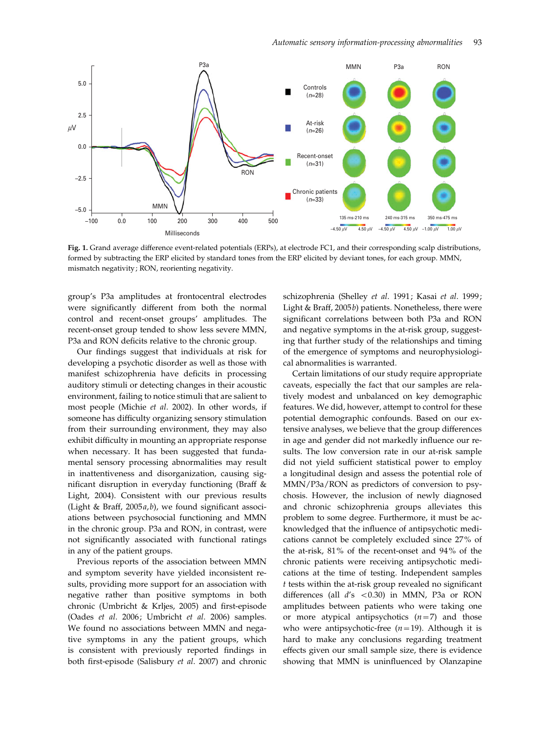**Fig. 1.** Grand average difference event-related potentials (ERPs), at electrode FC1, and their corresponding scalp distributions, formed by subtracting the ERP elicited by standard tones from the ERP elicited by deviant tones, for each group. MMN, mismatch negativity; RON, reorienting negativity.

group's P3a amplitudes at frontocentral electrodes were significantly different from both the normal control and recent-onset groups' amplitudes. The recent-onset group tended to show less severe MMN, P3a and RON deficits relative to the chronic group.

Our findings suggest that individuals at risk for developing a psychotic disorder as well as those with manifest schizophrenia have deficits in processing auditory stimuli or detecting changes in their acoustic environment, failing to notice stimuli that are salient to most people (Michie *et al.* 2002). In other words, if someone has difficulty organizing sensory stimulation from their surrounding environment, they may also exhibit difficulty in mounting an appropriate response when necessary. It has been suggested that fundamental sensory processing abnormalities may result in inattentiveness and disorganization, causing significant disruption in everyday functioning (Braff & Light, 2004). Consistent with our previous results (Light & Braff, 2005*a*,*b*), we found significant associations between psychosocial functioning and MMN in the chronic group. P3a and RON, in contrast, were not significantly associated with functional ratings in any of the patient groups.

Previous reports of the association between MMN and symptom severity have yielded inconsistent results, providing more support for an association with negative rather than positive symptoms in both chronic (Umbricht & Krljes, 2005) and first-episode (Oades *et al.* 2006; Umbricht *et al.* 2006) samples. We found no associations between MMN and negative symptoms in any the patient groups, which is consistent with previously reported findings in both first-episode (Salisbury *et al.* 2007) and chronic schizophrenia (Shelley *et al.* 1991; Kasai *et al.* 1999; Light & Braff, 2005*b*) patients. Nonetheless, there were significant correlations between both P3a and RON and negative symptoms in the at-risk group, suggesting that further study of the relationships and timing of the emergence of symptoms and neurophysiological abnormalities is warranted.

Certain limitations of our study require appropriate caveats, especially the fact that our samples are relatively modest and unbalanced on key demographic features. We did, however, attempt to control for these potential demographic confounds. Based on our extensive analyses, we believe that the group differences in age and gender did not markedly influence our results. The low conversion rate in our at-risk sample did not yield sufficient statistical power to employ a longitudinal design and assess the potential role of MMN/P3a/RON as predictors of conversion to psychosis. However, the inclusion of newly diagnosed and chronic schizophrenia groups alleviates this problem to some degree. Furthermore, it must be acknowledged that the influence of antipsychotic medications cannot be completely excluded since 27% of the at-risk, 81% of the recent-onset and 94% of the chronic patients were receiving antipsychotic medications at the time of testing. Independent samples *t* tests within the at-risk group revealed no significant differences (all $d$'s $<0.30$) in MMN, P3a or RON amplitudes between patients who were taking one or more atypical antipsychotics ($n=7$) and those who were antipsychotic-free ($n=19$). Although it is hard to make any conclusions regarding treatment effects given our small sample size, there is evidence showing that MMN is uninfluenced by Olanzapine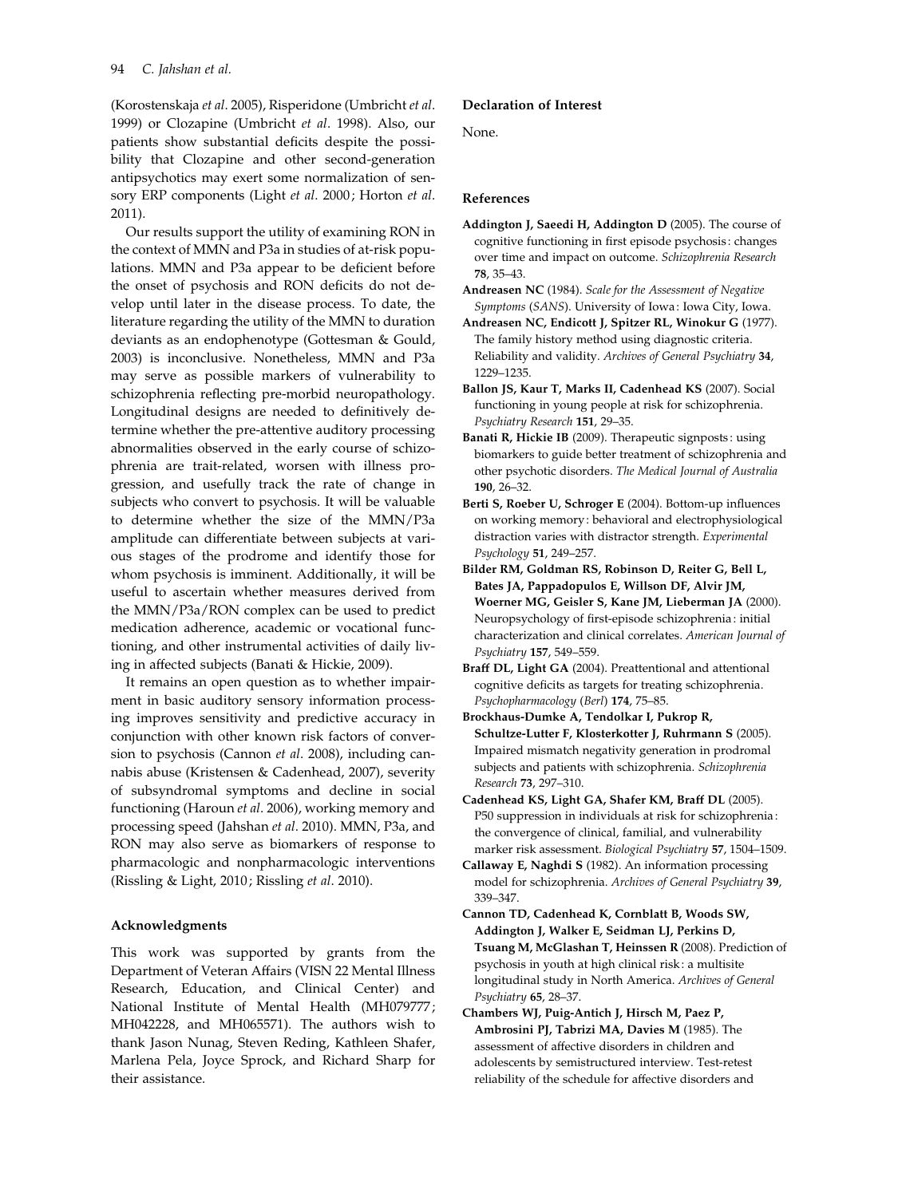(Korostenskaja *et al*. 2005), Risperidone (Umbricht *et al*. 1999) or Clozapine (Umbricht *et al*. 1998). Also, our patients show substantial deficits despite the possibility that Clozapine and other second-generation antipsychotics may exert some normalization of sensory ERP components (Light *et al*. 2000; Horton *et al*. 2011).

Our results support the utility of examining RON in the context of MMN and P3a in studies of at-risk populations. MMN and P3a appear to be deficient before the onset of psychosis and RON deficits do not develop until later in the disease process. To date, the literature regarding the utility of the MMN to duration deviants as an endophenotype (Gottesman & Gould, 2003) is inconclusive. Nonetheless, MMN and P3a may serve as possible markers of vulnerability to schizophrenia reflecting pre-morbid neuropathology. Longitudinal designs are needed to definitively determine whether the pre-attentive auditory processing abnormalities observed in the early course of schizophrenia are trait-related, worsen with illness progression, and usefully track the rate of change in subjects who convert to psychosis. It will be valuable to determine whether the size of the MMN/P3a amplitude can differentiate between subjects at various stages of the prodrome and identify those for whom psychosis is imminent. Additionally, it will be useful to ascertain whether measures derived from the MMN/P3a/RON complex can be used to predict medication adherence, academic or vocational functioning, and other instrumental activities of daily living in affected subjects (Banati & Hickie, 2009).

It remains an open question as to whether impairment in basic auditory sensory information processing improves sensitivity and predictive accuracy in conjunction with other known risk factors of conversion to psychosis (Cannon *et al*. 2008), including cannabis abuse (Kristensen & Cadenhead, 2007), severity of subsyndromal symptoms and decline in social functioning (Haroun *et al*. 2006), working memory and processing speed (Jahshan *et al*. 2010). MMN, P3a, and RON may also serve as biomarkers of response to pharmacologic and nonpharmacologic interventions (Rissling & Light, 2010; Rissling *et al*. 2010).

## Acknowledgments

This work was supported by grants from the Department of Veteran Affairs (VISN 22 Mental Illness Research, Education, and Clinical Center) and National Institute of Mental Health (MH079777; MH042228, and MH065571). The authors wish to thank Jason Nunag, Steven Reding, Kathleen Shafer, Marlena Pela, Joyce Sprock, and Richard Sharp for their assistance.

## Declaration of Interest

None.

## References

**Addington J, Saeedi H, Addington D** (2005). The course of cognitive functioning in first episode psychosis: changes over time and impact on outcome. *Schizophrenia Research* **78**, 35–43.

**Andreasen NC** (1984). *Scale for the Assessment of Negative Symptoms* (*SANS*). University of Iowa: Iowa City, Iowa.

**Andreasen NC, Endicott J, Spitzer RL, Winokur G** (1977). The family history method using diagnostic criteria. Reliability and validity. *Archives of General Psychiatry* **34**, 1229–1235.

**Ballon JS, Kaur T, Marks II, Cadenhead KS** (2007). Social functioning in young people at risk for schizophrenia. *Psychiatry Research* **151**, 29–35.

**Banati R, Hickie IB** (2009). Therapeutic signposts: using biomarkers to guide better treatment of schizophrenia and other psychotic disorders. *The Medical Journal of Australia* **190**, 26–32.

**Berti S, Roeber U, Schroger E** (2004). Bottom-up influences on working memory: behavioral and electrophysiological distraction varies with distractor strength. *Experimental Psychology* **51**, 249–257.

**Bilder RM, Goldman RS, Robinson D, Reiter G, Bell L, Bates JA, Pappadopulos E, Willson DF, Alvir JM, Woerner MG, Geisler S, Kane JM, Lieberman JA** (2000). Neuropsychology of first-episode schizophrenia: initial characterization and clinical correlates. *American Journal of Psychiatry* **157**, 549–559.

**Braff DL, Light GA** (2004). Preattentional and attentional cognitive deficits as targets for treating schizophrenia. *Psychopharmacology* (*Berl*) **174**, 75–85.

**Brockhaus-Dumke A, Tendolkar I, Pukrop R, Schultze-Lutter F, Klosterkotter J, Ruhrmann S** (2005). Impaired mismatch negativity generation in prodromal subjects and patients with schizophrenia. *Schizophrenia Research* **73**, 297–310.

**Cadenhead KS, Light GA, Shafer KM, Braff DL** (2005). P50 suppression in individuals at risk for schizophrenia: the convergence of clinical, familial, and vulnerability marker risk assessment. *Biological Psychiatry* **57**, 1504–1509.

**Callaway E, Naghdi S** (1982). An information processing model for schizophrenia. *Archives of General Psychiatry* **39**, 339–347.

**Cannon TD, Cadenhead K, Cornblatt B, Woods SW, Addington J, Walker E, Seidman LJ, Perkins D, Tsuang M, McGlashan T, Heinssen R** (2008). Prediction of psychosis in youth at high clinical risk: a multisite longitudinal study in North America. *Archives of General Psychiatry* **65**, 28–37.

**Chambers WJ, Puig-Antich J, Hirsch M, Paez P, Ambrosini PJ, Tabrizi MA, Davies M** (1985). The assessment of affective disorders in children and adolescents by semistructured interview. Test-retest reliability of the schedule for affective disorders and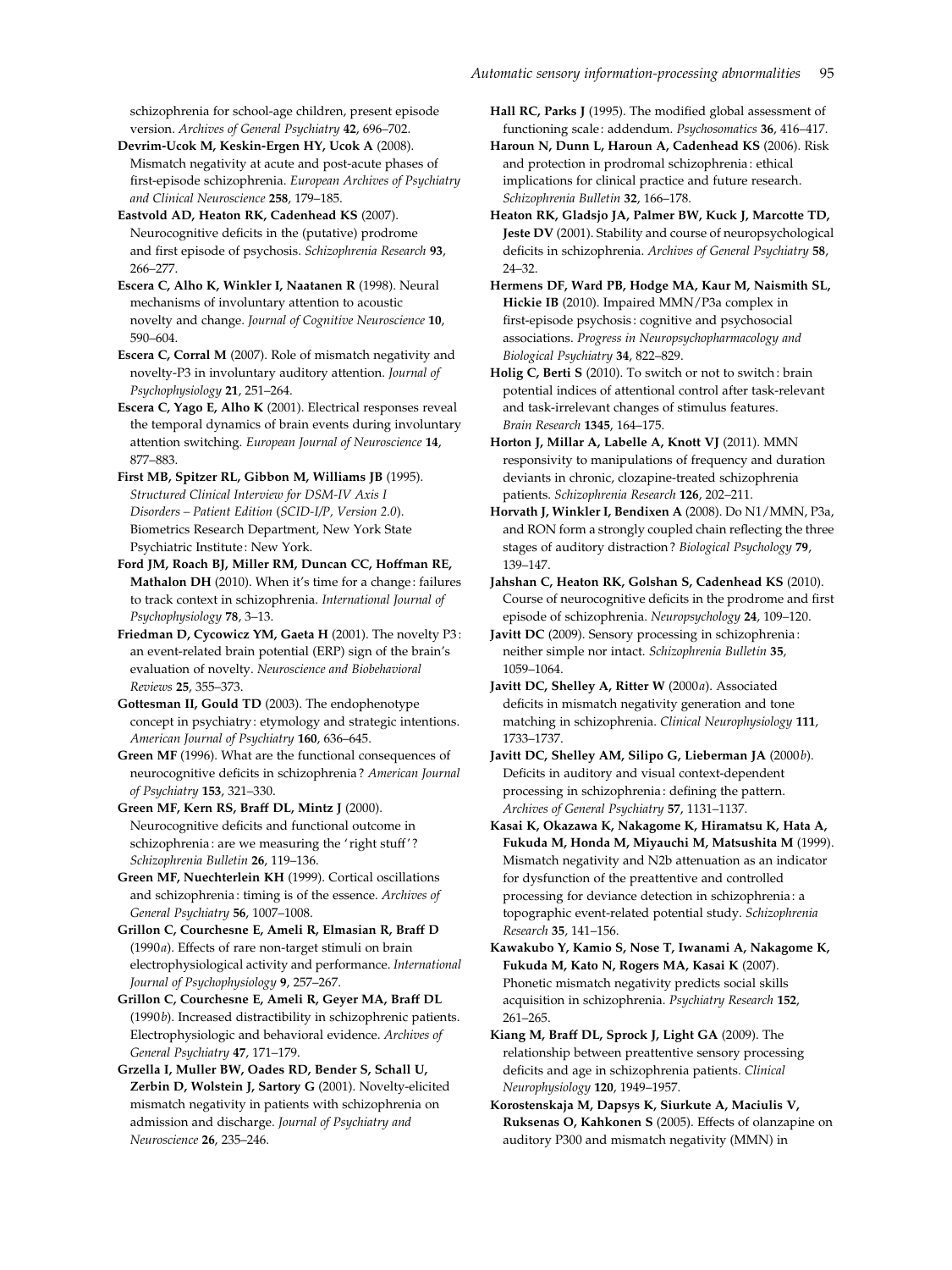schizophrenia for school-age children, present episode version. *Archives of General Psychiatry* **42**, 696–702.

**Devrim-Ucok M, Keskin-Ergen HY, Ucok A** (2008). Mismatch negativity at acute and post-acute phases of first-episode schizophrenia. *European Archives of Psychiatry and Clinical Neuroscience* **258**, 179–185.

**Eastvold AD, Heaton RK, Cadenhead KS** (2007). Neurocognitive deficits in the (putative) prodrome and first episode of psychosis. *Schizophrenia Research* **93**, 266–277.

**Escera C, Alho K, Winkler I, Naatanen R** (1998). Neural mechanisms of involuntary attention to acoustic novelty and change. *Journal of Cognitive Neuroscience* **10**, 590–604.

**Escera C, Corral M** (2007). Role of mismatch negativity and novelty-P3 in involuntary auditory attention. *Journal of Psychophysiology* **21**, 251–264.

**Escera C, Yago E, Alho K** (2001). Electrical responses reveal the temporal dynamics of brain events during involuntary attention switching. *European Journal of Neuroscience* **14**, 877–883.

**First MB, Spitzer RL, Gibbon M, Williams JB** (1995). *Structured Clinical Interview for DSM-IV Axis I Disorders – Patient Edition* (*SCID-I/P, Version 2.0*). Biometrics Research Department, New York State Psychiatric Institute: New York.

**Ford JM, Roach BJ, Miller RM, Duncan CC, Hoffman RE, Mathalon DH** (2010). When it's time for a change: failures to track context in schizophrenia. *International Journal of Psychophysiology* **78**, 3–13.

**Friedman D, Cycowicz YM, Gaeta H** (2001). The novelty P3: an event-related brain potential (ERP) sign of the brain's evaluation of novelty. *Neuroscience and Biobehavioral Reviews* **25**, 355–373.

**Gottesman II, Gould TD** (2003). The endophenotype concept in psychiatry: etymology and strategic intentions. *American Journal of Psychiatry* **160**, 636–645.

**Green MF** (1996). What are the functional consequences of neurocognitive deficits in schizophrenia? *American Journal of Psychiatry* **153**, 321–330.

**Green MF, Kern RS, Braff DL, Mintz J** (2000). Neurocognitive deficits and functional outcome in schizophrenia: are we measuring the 'right stuff'? *Schizophrenia Bulletin* **26**, 119–136.

**Green MF, Nuechterlein KH** (1999). Cortical oscillations and schizophrenia: timing is of the essence. *Archives of General Psychiatry* **56**, 1007–1008.

**Grillon C, Courchesne E, Ameli R, Elmasian R, Braff D** (1990*a*). Effects of rare non-target stimuli on brain electrophysiological activity and performance. *International Journal of Psychophysiology* **9**, 257–267.

**Grillon C, Courchesne E, Ameli R, Geyer MA, Braff DL** (1990*b*). Increased distractibility in schizophrenic patients. Electrophysiologic and behavioral evidence. *Archives of General Psychiatry* **47**, 171–179.

**Grzella I, Muller BW, Oades RD, Bender S, Schall U, Zerbin D, Wolstein J, Sartory G** (2001). Novelty-elicited mismatch negativity in patients with schizophrenia on admission and discharge. *Journal of Psychiatry and Neuroscience* **26**, 235–246.

**Hall RC, Parks J** (1995). The modified global assessment of functioning scale: addendum. *Psychosomatics* **36**, 416–417.

**Haroun N, Dunn L, Haroun A, Cadenhead KS** (2006). Risk and protection in prodromal schizophrenia: ethical implications for clinical practice and future research. *Schizophrenia Bulletin* **32**, 166–178.

**Heaton RK, Gladsjo JA, Palmer BW, Kuck J, Marcotte TD, Jeste DV** (2001). Stability and course of neuropsychological deficits in schizophrenia. *Archives of General Psychiatry* **58**, 24–32.

**Hermens DF, Ward PB, Hodge MA, Kaur M, Naismith SL, Hickie IB** (2010). Impaired MMN/P3a complex in first-episode psychosis: cognitive and psychosocial associations. *Progress in Neuropsychopharmacology and Biological Psychiatry* **34**, 822–829.

**Holig C, Berti S** (2010). To switch or not to switch: brain potential indices of attentional control after task-relevant and task-irrelevant changes of stimulus features. *Brain Research* **1345**, 164–175.

**Horton J, Millar A, Labelle A, Knott VJ** (2011). MMN responsivity to manipulations of frequency and duration deviants in chronic, clozapine-treated schizophrenia patients. *Schizophrenia Research* **126**, 202–211.

**Horvath J, Winkler I, Bendixen A** (2008). Do N1/MMN, P3a, and RON form a strongly coupled chain reflecting the three stages of auditory distraction? *Biological Psychology* **79**, 139–147.

**Jahshan C, Heaton RK, Golshan S, Cadenhead KS** (2010). Course of neurocognitive deficits in the prodrome and first episode of schizophrenia. *Neuropsychology* **24**, 109–120.

**Javitt DC** (2009). Sensory processing in schizophrenia: neither simple nor intact. *Schizophrenia Bulletin* **35**, 1059–1064.

**Javitt DC, Shelley A, Ritter W** (2000*a*). Associated deficits in mismatch negativity generation and tone matching in schizophrenia. *Clinical Neurophysiology* **111**, 1733–1737.

**Javitt DC, Shelley AM, Silipo G, Lieberman JA** (2000*b*). Deficits in auditory and visual context-dependent processing in schizophrenia: defining the pattern. *Archives of General Psychiatry* **57**, 1131–1137.

**Kasai K, Okazawa K, Nakagome K, Hiramatsu K, Hata A, Fukuda M, Honda M, Miyauchi M, Matsushita M** (1999). Mismatch negativity and N2b attenuation as an indicator for dysfunction of the preattentive and controlled processing for deviance detection in schizophrenia: a topographic event-related potential study. *Schizophrenia Research* **35**, 141–156.

**Kawakubo Y, Kamio S, Nose T, Iwanami A, Nakagome K, Fukuda M, Kato N, Rogers MA, Kasai K** (2007). Phonetic mismatch negativity predicts social skills acquisition in schizophrenia. *Psychiatry Research* **152**, 261–265.

**Kiang M, Braff DL, Sprock J, Light GA** (2009). The relationship between preattentive sensory processing deficits and age in schizophrenia patients. *Clinical Neurophysiology* **120**, 1949–1957.

**Korostenskaja M, Dapsys K, Siurkute A, Maciulis V, Ruksenas O, Kahkonen S** (2005). Effects of olanzapine on auditory P300 and mismatch negativity (MMN) in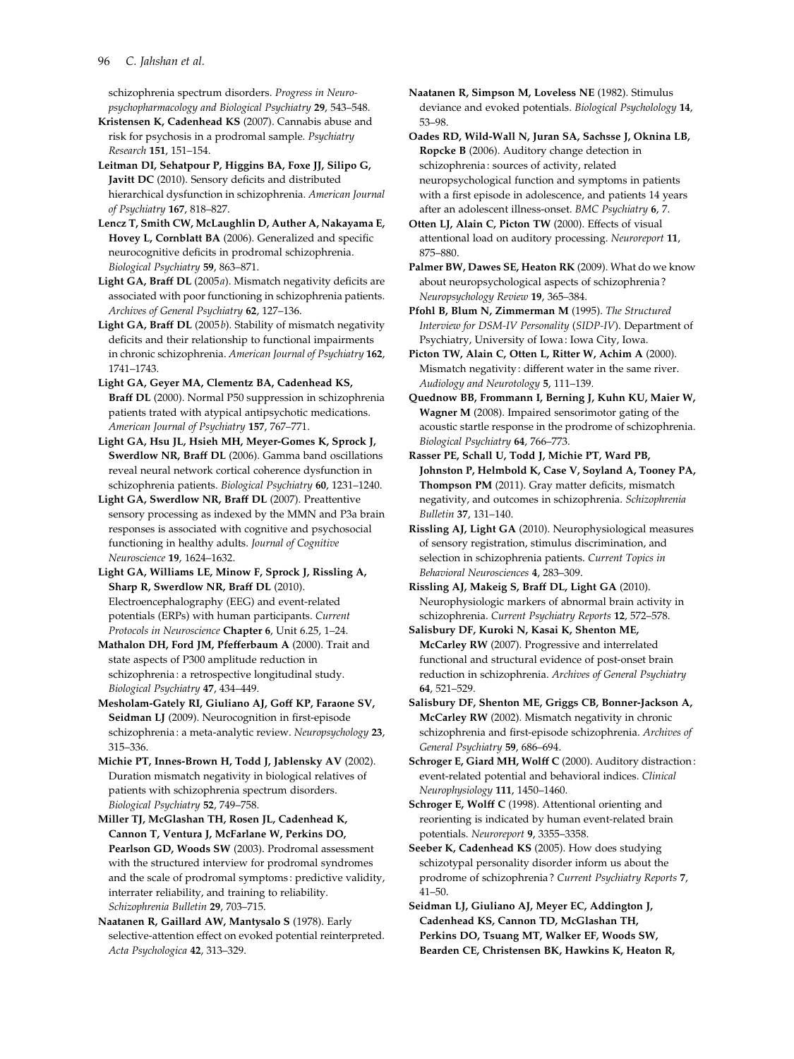schizophrenia spectrum disorders. *Progress in Neuro-psychopharmacology and Biological Psychiatry* **29**, 543–548.

**Kristensen K, Cadenhead KS** (2007). Cannabis abuse and risk for psychosis in a prodromal sample. *Psychiatry Research* **151**, 151–154.

**Leitman DI, Sehatpour P, Higgins BA, Foxe JJ, Silipo G, Javitt DC** (2010). Sensory deficits and distributed hierarchical dysfunction in schizophrenia. *American Journal of Psychiatry* **167**, 818–827.

**Lencz T, Smith CW, McLaughlin D, Auther A, Nakayama E, Hovey L, Cornblatt BA** (2006). Generalized and specific neurocognitive deficits in prodromal schizophrenia. *Biological Psychiatry* **59**, 863–871.

**Light GA, Braff DL** (2005*a*). Mismatch negativity deficits are associated with poor functioning in schizophrenia patients. *Archives of General Psychiatry* **62**, 127–136.

**Light GA, Braff DL** (2005*b*). Stability of mismatch negativity deficits and their relationship to functional impairments in chronic schizophrenia. *American Journal of Psychiatry* **162**, 1741–1743.

**Light GA, Geyer MA, Clementz BA, Cadenhead KS, Braff DL** (2000). Normal P50 suppression in schizophrenia patients trated with atypical antipsychotic medications. *American Journal of Psychiatry* **157**, 767–771.

**Light GA, Hsu JL, Hsieh MH, Meyer-Gomes K, Sprock J, Swerdlow NR, Braff DL** (2006). Gamma band oscillations reveal neural network cortical coherence dysfunction in schizophrenia patients. *Biological Psychiatry* **60**, 1231–1240.

**Light GA, Swerdlow NR, Braff DL** (2007). Preattentive sensory processing as indexed by the MMN and P3a brain responses is associated with cognitive and psychosocial functioning in healthy adults. *Journal of Cognitive Neuroscience* **19**, 1624–1632.

**Light GA, Williams LE, Minow F, Sprock J, Rissling A, Sharp R, Swerdlow NR, Braff DL** (2010). Electroencephalography (EEG) and event-related potentials (ERPs) with human participants. *Current Protocols in Neuroscience* **Chapter 6**, Unit 6.25, 1–24.

**Mathalon DH, Ford JM, Pfefferbaum A** (2000). Trait and state aspects of P300 amplitude reduction in schizophrenia : a retrospective longitudinal study. *Biological Psychiatry* **47**, 434–449.

**Mesholam-Gately RI, Giuliano AJ, Goff KP, Faraone SV, Seidman LJ** (2009). Neurocognition in first-episode schizophrenia : a meta-analytic review. *Neuropsychology* **23**, 315–336.

**Michie PT, Innes-Brown H, Todd J, Jablensky AV** (2002). Duration mismatch negativity in biological relatives of patients with schizophrenia spectrum disorders. *Biological Psychiatry* **52**, 749–758.

**Miller TJ, McGlashan TH, Rosen JL, Cadenhead K, Cannon T, Ventura J, McFarlane W, Perkins DO, Pearlson GD, Woods SW** (2003). Prodromal assessment with the structured interview for prodromal syndromes and the scale of prodromal symptoms : predictive validity, interrater reliability, and training to reliability. *Schizophrenia Bulletin* **29**, 703–715.

**Naatanen R, Gaillard AW, Mantysalo S** (1978). Early selective-attention effect on evoked potential reinterpreted. *Acta Psychologica* **42**, 313–329.

**Naatanen R, Simpson M, Loveless NE** (1982). Stimulus deviance and evoked potentials. *Biological Psycholology* **14**, 53–98.

**Oades RD, Wild-Wall N, Juran SA, Sachsse J, Oknina LB, Ropcke B** (2006). Auditory change detection in schizophrenia : sources of activity, related neuropsychological function and symptoms in patients with a first episode in adolescence, and patients 14 years after an adolescent illness-onset. *BMC Psychiatry* **6**, 7.

**Otten LJ, Alain C, Picton TW** (2000). Effects of visual attentional load on auditory processing. *Neuroreport* **11**, 875–880.

**Palmer BW, Dawes SE, Heaton RK** (2009). What do we know about neuropsychological aspects of schizophrenia ? *Neuropsychology Review* **19**, 365–384.

**Pfohl B, Blum N, Zimmerman M** (1995). *The Structured Interview for DSM-IV Personality* (*SIDP-IV*). Department of Psychiatry, University of Iowa : Iowa City, Iowa.

**Picton TW, Alain C, Otten L, Ritter W, Achim A** (2000). Mismatch negativity : different water in the same river. *Audiology and Neurotology* **5**, 111–139.

**Quednow BB, Frommann I, Berning J, Kuhn KU, Maier W, Wagner M** (2008). Impaired sensorimotor gating of the acoustic startle response in the prodrome of schizophrenia. *Biological Psychiatry* **64**, 766–773.

**Rasser PE, Schall U, Todd J, Michie PT, Ward PB, Johnston P, Helmbold K, Case V, Soyland A, Tooney PA, Thompson PM** (2011). Gray matter deficits, mismatch negativity, and outcomes in schizophrenia. *Schizophrenia Bulletin* **37**, 131–140.

**Rissling AJ, Light GA** (2010). Neurophysiological measures of sensory registration, stimulus discrimination, and selection in schizophrenia patients. *Current Topics in Behavioral Neurosciences* **4**, 283–309.

**Rissling AJ, Makeig S, Braff DL, Light GA** (2010). Neurophysiologic markers of abnormal brain activity in schizophrenia. *Current Psychiatry Reports* **12**, 572–578.

**Salisbury DF, Kuroki N, Kasai K, Shenton ME, McCarley RW** (2007). Progressive and interrelated functional and structural evidence of post-onset brain reduction in schizophrenia. *Archives of General Psychiatry* **64**, 521–529.

**Salisbury DF, Shenton ME, Griggs CB, Bonner-Jackson A, McCarley RW** (2002). Mismatch negativity in chronic schizophrenia and first-episode schizophrenia. *Archives of General Psychiatry* **59**, 686–694.

**Schroger E, Giard MH, Wolff C** (2000). Auditory distraction : event-related potential and behavioral indices. *Clinical Neurophysiology* **111**, 1450–1460.

**Schroger E, Wolff C** (1998). Attentional orienting and reorienting is indicated by human event-related brain potentials. *Neuroreport* **9**, 3355–3358.

**Seeber K, Cadenhead KS** (2005). How does studying schizotypal personality disorder inform us about the prodrome of schizophrenia ? *Current Psychiatry Reports* **7**, 41–50.

**Seidman LJ, Giuliano AJ, Meyer EC, Addington J, Cadenhead KS, Cannon TD, McGlashan TH, Perkins DO, Tsuang MT, Walker EF, Woods SW, Bearden CE, Christensen BK, Hawkins K, Heaton R,**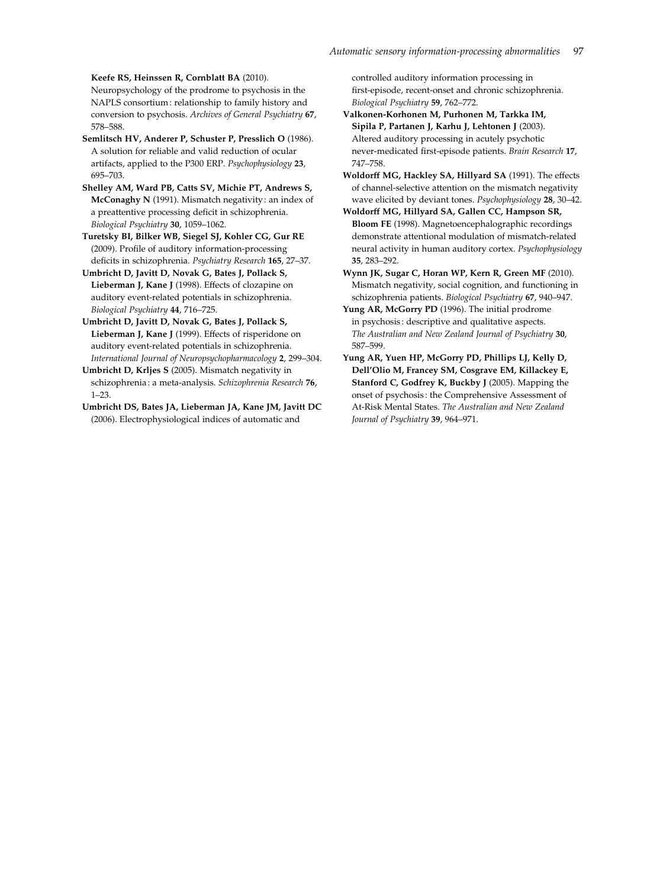**Keefe RS, Heinssen R, Cornblatt BA** (2010). Neuropsychology of the prodrome to psychosis in the NAPLS consortium : relationship to family history and conversion to psychosis. *Archives of General Psychiatry* **67**, 578–588.

**Semlitsch HV, Anderer P, Schuster P, Presslich O** (1986). A solution for reliable and valid reduction of ocular artifacts, applied to the P300 ERP. *Psychophysiology* **23**, 695–703.

**Shelley AM, Ward PB, Catts SV, Michie PT, Andrews S, McConaghy N** (1991). Mismatch negativity : an index of a preattentive processing deficit in schizophrenia. *Biological Psychiatry* **30**, 1059–1062.

**Turetsky BI, Bilker WB, Siegel SJ, Kohler CG, Gur RE** (2009). Profile of auditory information-processing deficits in schizophrenia. *Psychiatry Research* **165**, 27–37.

**Umbricht D, Javitt D, Novak G, Bates J, Pollack S, Lieberman J, Kane J** (1998). Effects of clozapine on auditory event-related potentials in schizophrenia. *Biological Psychiatry* **44**, 716–725.

**Umbricht D, Javitt D, Novak G, Bates J, Pollack S, Lieberman J, Kane J** (1999). Effects of risperidone on auditory event-related potentials in schizophrenia. *International Journal of Neuropsychopharmacology* **2**, 299–304.

**Umbricht D, Krljes S** (2005). Mismatch negativity in schizophrenia : a meta-analysis. *Schizophrenia Research* **76**, 1–23.

**Umbricht DS, Bates JA, Lieberman JA, Kane JM, Javitt DC** (2006). Electrophysiological indices of automatic and controlled auditory information processing in first-episode, recent-onset and chronic schizophrenia. *Biological Psychiatry* **59**, 762–772.

**Valkonen-Korhonen M, Purhonen M, Tarkka IM, Sipila P, Partanen J, Karhu J, Lehtonen J** (2003). Altered auditory processing in acutely psychotic never-medicated first-episode patients. *Brain Research* **17**, 747–758.

**Woldorff MG, Hackley SA, Hillyard SA** (1991). The effects of channel-selective attention on the mismatch negativity wave elicited by deviant tones. *Psychophysiology* **28**, 30–42.

**Woldorff MG, Hillyard SA, Gallen CC, Hampson SR, Bloom FE** (1998). Magnetoencephalographic recordings demonstrate attentional modulation of mismatch-related neural activity in human auditory cortex. *Psychophysiology* **35**, 283–292.

**Wynn JK, Sugar C, Horan WP, Kern R, Green MF** (2010). Mismatch negativity, social cognition, and functioning in schizophrenia patients. *Biological Psychiatry* **67**, 940–947.

**Yung AR, McGorry PD** (1996). The initial prodrome in psychosis : descriptive and qualitative aspects. *The Australian and New Zealand Journal of Psychiatry* **30**, 587–599.

**Yung AR, Yuen HP, McGorry PD, Phillips LJ, Kelly D, Dell'Olio M, Francey SM, Cosgrave EM, Killackey E, Stanford C, Godfrey K, Buckby J** (2005). Mapping the onset of psychosis : the Comprehensive Assessment of At-Risk Mental States. *The Australian and New Zealand Journal of Psychiatry* **39**, 964–971.